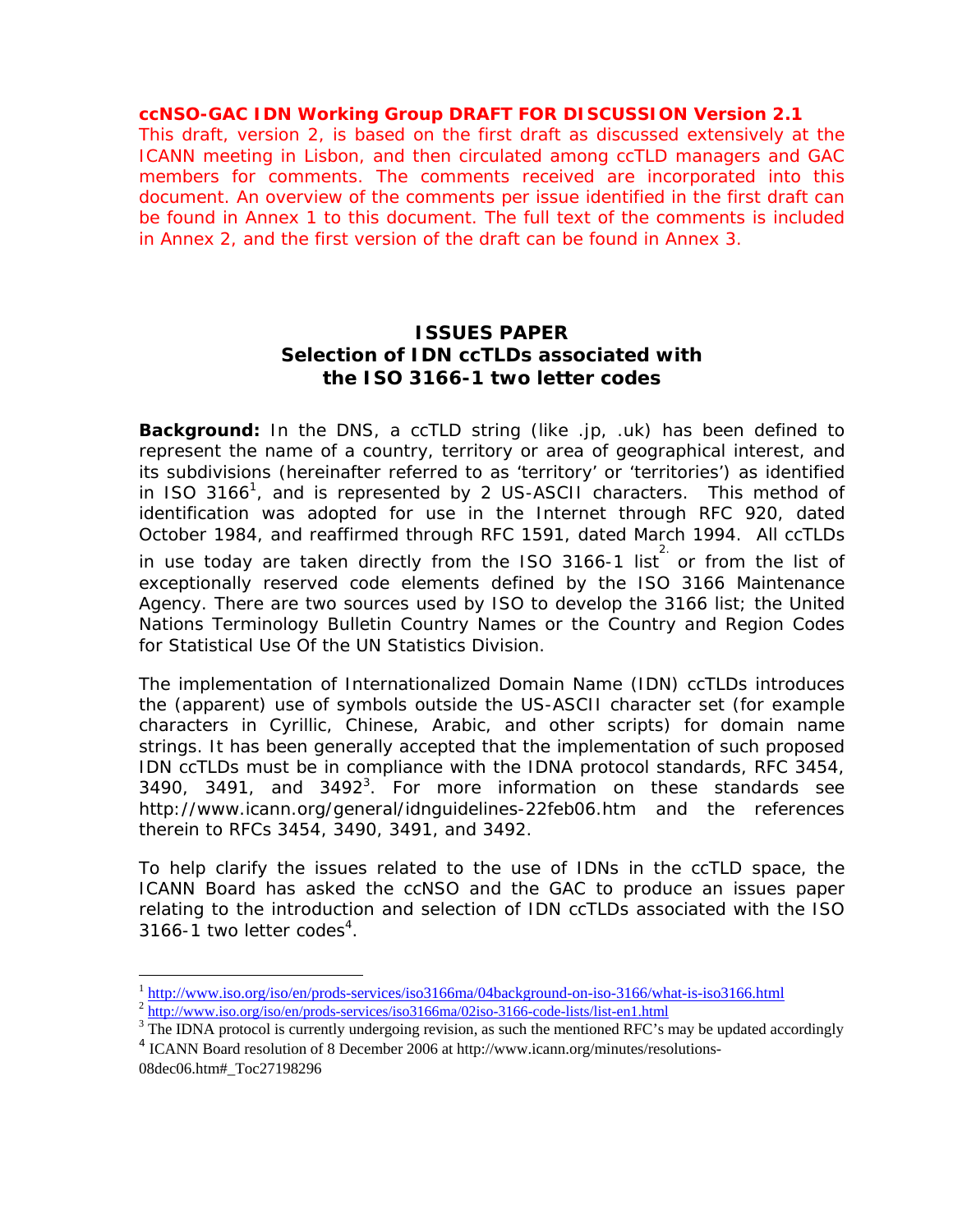**ccNSO-GAC IDN Working Group DRAFT FOR DISCUSSION Version 2.1**
This draft, version 2, is based on the first draft as discussed extensively at the ICANN meeting in Lisbon, and then circulated among ccTLD managers and GAC members for comments. The comments received are incorporated into this document. An overview of the comments per issue identified in the first draft can be found in Annex 1 to this document. The full text of the comments is included in Annex 2, and the first version of the draft can be found in Annex 3.

# ISSUES PAPER
## Selection of IDN ccTLDs associated with the ISO 3166-1 two letter codes

**Background:** In the DNS, a ccTLD string (like .jp, .uk) has been defined to represent the name of a country, territory or area of geographical interest, and its subdivisions (hereinafter referred to as 'territory' or 'territories') as identified in ISO 3166[1], and is represented by 2 US-ASCII characters. This method of identification was adopted for use in the Internet through RFC 920, dated October 1984, and reaffirmed through RFC 1591, dated March 1994. All ccTLDs in use today are taken directly from the ISO 3166-1 list[2.] or from the list of exceptionally reserved code elements defined by the ISO 3166 Maintenance Agency. There are two sources used by ISO to develop the 3166 list; the United Nations Terminology Bulletin Country Names or the Country and Region Codes for Statistical Use Of the UN Statistics Division.

The implementation of Internationalized Domain Name (IDN) ccTLDs introduces the (apparent) use of symbols outside the US-ASCII character set (for example characters in Cyrillic, Chinese, Arabic, and other scripts) for domain name strings. It has been generally accepted that the implementation of such proposed IDN ccTLDs must be in compliance with the IDNA protocol standards, RFC 3454, 3490, 3491, and 3492[3]. For more information on these standards see http://www.icann.org/general/idnguidelines-22feb06.htm and the references therein to RFCs 3454, 3490, 3491, and 3492.

To help clarify the issues related to the use of IDNs in the ccTLD space, the ICANN Board has asked the ccNSO and the GAC to produce an issues paper relating to the introduction and selection of IDN ccTLDs associated with the ISO 3166-1 two letter codes[4].

---

[1] http://www.iso.org/iso/en/prods-services/iso3166ma/04background-on-iso-3166/what-is-iso3166.html
[2] http://www.iso.org/iso/en/prods-services/iso3166ma/02iso-3166-code-lists/list-en1.html
[3] The IDNA protocol is currently undergoing revision, as such the mentioned RFC's may be updated accordingly
[4] ICANN Board resolution of 8 December 2006 at http://www.icann.org/minutes/resolutions-08dec06.htm#_Toc27198296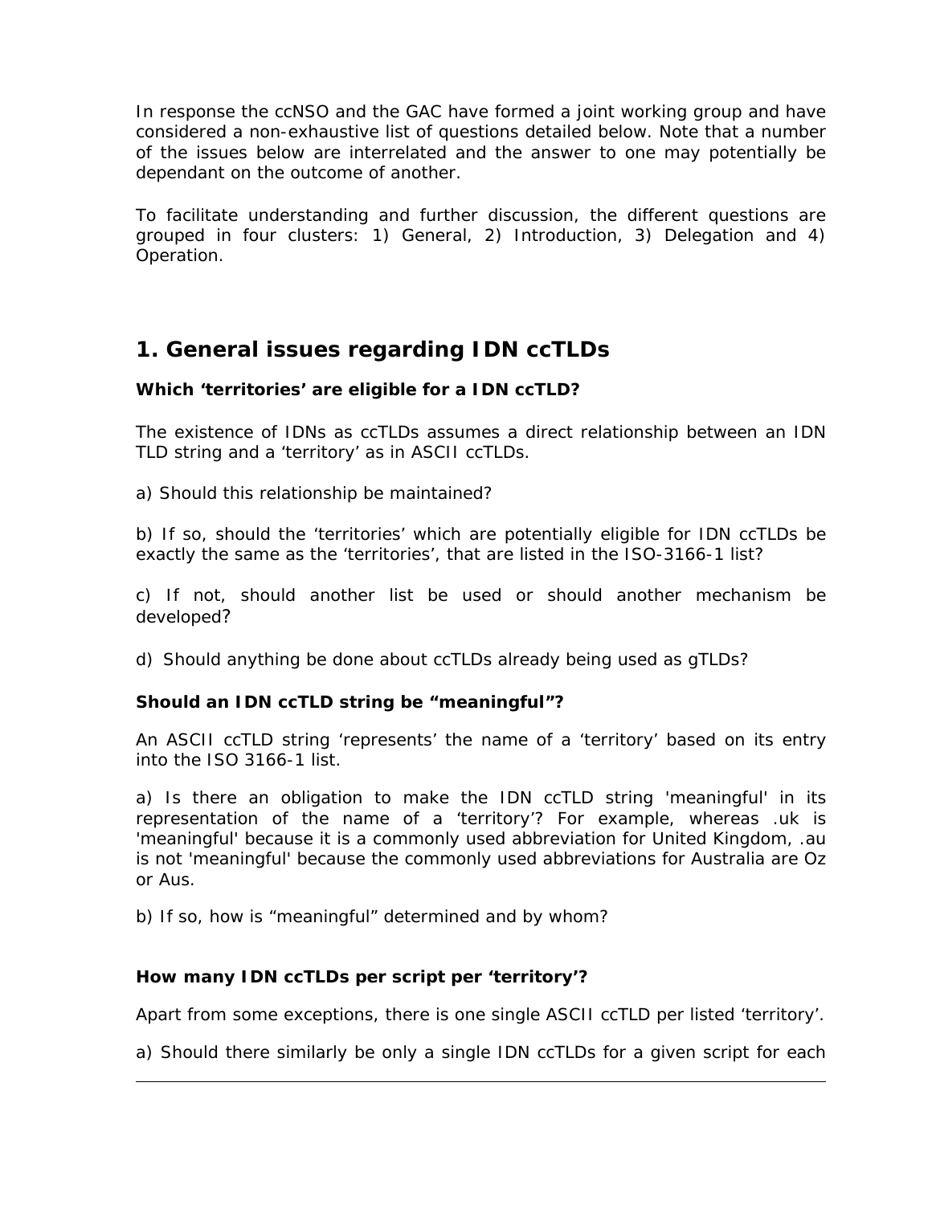In response the ccNSO and the GAC have formed a joint working group and have considered a non-exhaustive list of questions detailed below. Note that a number of the issues below are interrelated and the answer to one may potentially be dependant on the outcome of another.

To facilitate understanding and further discussion, the different questions are grouped in four clusters: 1) General, 2) Introduction, 3) Delegation and 4) Operation.

## 1. General issues regarding IDN ccTLDs

**Which 'territories' are eligible for a IDN ccTLD?**

The existence of IDNs as ccTLDs assumes a direct relationship between an IDN TLD string and a 'territory' as in ASCII ccTLDs.

a) Should this relationship be maintained?

b) If so, should the 'territories' which are potentially eligible for IDN ccTLDs be exactly the same as the 'territories', that are listed in the ISO-3166-1 list?

c) If not, should another list be used or should another mechanism be developed?

d) Should anything be done about ccTLDs already being used as gTLDs?

**Should an IDN ccTLD string be "meaningful"?**

An ASCII ccTLD string 'represents' the name of a 'territory' based on its entry into the ISO 3166-1 list.

a) Is there an obligation to make the IDN ccTLD string 'meaningful' in its representation of the name of a 'territory'? For example, whereas .uk is 'meaningful' because it is a commonly used abbreviation for United Kingdom, .au is not 'meaningful' because the commonly used abbreviations for Australia are Oz or Aus.

b) If so, how is "meaningful" determined and by whom?

**How many IDN ccTLDs per script per 'territory'?**

Apart from some exceptions, there is one single ASCII ccTLD per listed 'territory'.

a) Should there similarly be only a single IDN ccTLDs for a given script for each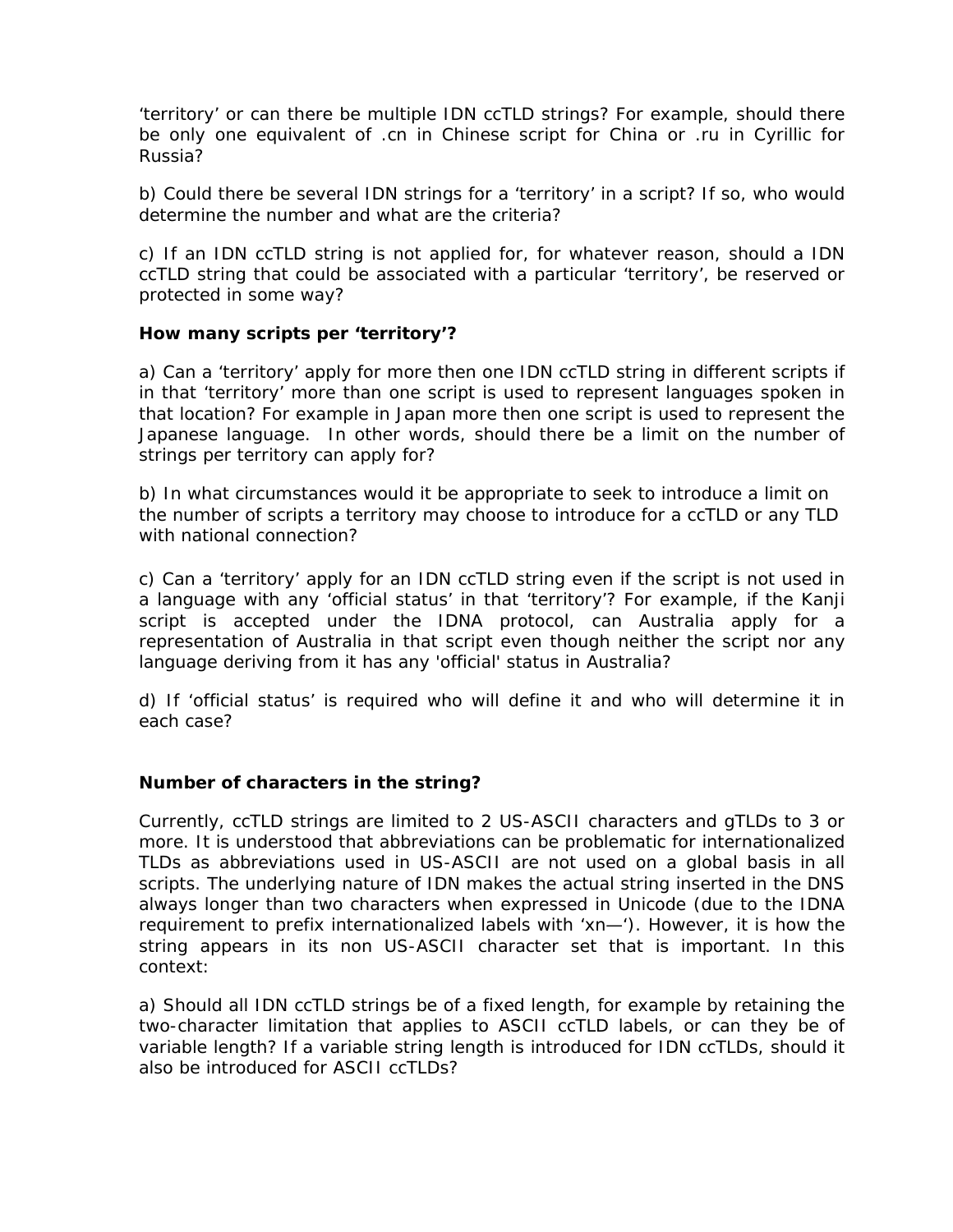'territory' or can there be multiple IDN ccTLD strings? For example, should there be only one equivalent of .cn in Chinese script for China or .ru in Cyrillic for Russia?

b) Could there be several IDN strings for a 'territory' in a script? If so, who would determine the number and what are the criteria?

c) If an IDN ccTLD string is not applied for, for whatever reason, should a IDN ccTLD string that could be associated with a particular 'territory', be reserved or protected in some way?

**How many scripts per 'territory'?**

a) Can a 'territory' apply for more then one IDN ccTLD string in different scripts if in that 'territory' more than one script is used to represent languages spoken in that location? For example in Japan more then one script is used to represent the Japanese language. In other words, should there be a limit on the number of strings per territory can apply for?

b) In what circumstances would it be appropriate to seek to introduce a limit on the number of scripts a territory may choose to introduce for a ccTLD or any TLD with national connection?

c) Can a 'territory' apply for an IDN ccTLD string even if the script is not used in a language with any 'official status' in that 'territory'? For example, if the Kanji script is accepted under the IDNA protocol, can Australia apply for a representation of Australia in that script even though neither the script nor any language deriving from it has any 'official' status in Australia?

d) If 'official status' is required who will define it and who will determine it in each case?

**Number of characters in the string?**

Currently, ccTLD strings are limited to 2 US-ASCII characters and gTLDs to 3 or more. It is understood that abbreviations can be problematic for internationalized TLDs as abbreviations used in US-ASCII are not used on a global basis in all scripts. The underlying nature of IDN makes the actual string inserted in the DNS always longer than two characters when expressed in Unicode (due to the IDNA requirement to prefix internationalized labels with 'xn—'). However, it is how the string appears in its non US-ASCII character set that is important. In this context:

a) Should all IDN ccTLD strings be of a fixed length, for example by retaining the two-character limitation that applies to ASCII ccTLD labels, or can they be of variable length? If a variable string length is introduced for IDN ccTLDs, should it also be introduced for ASCII ccTLDs?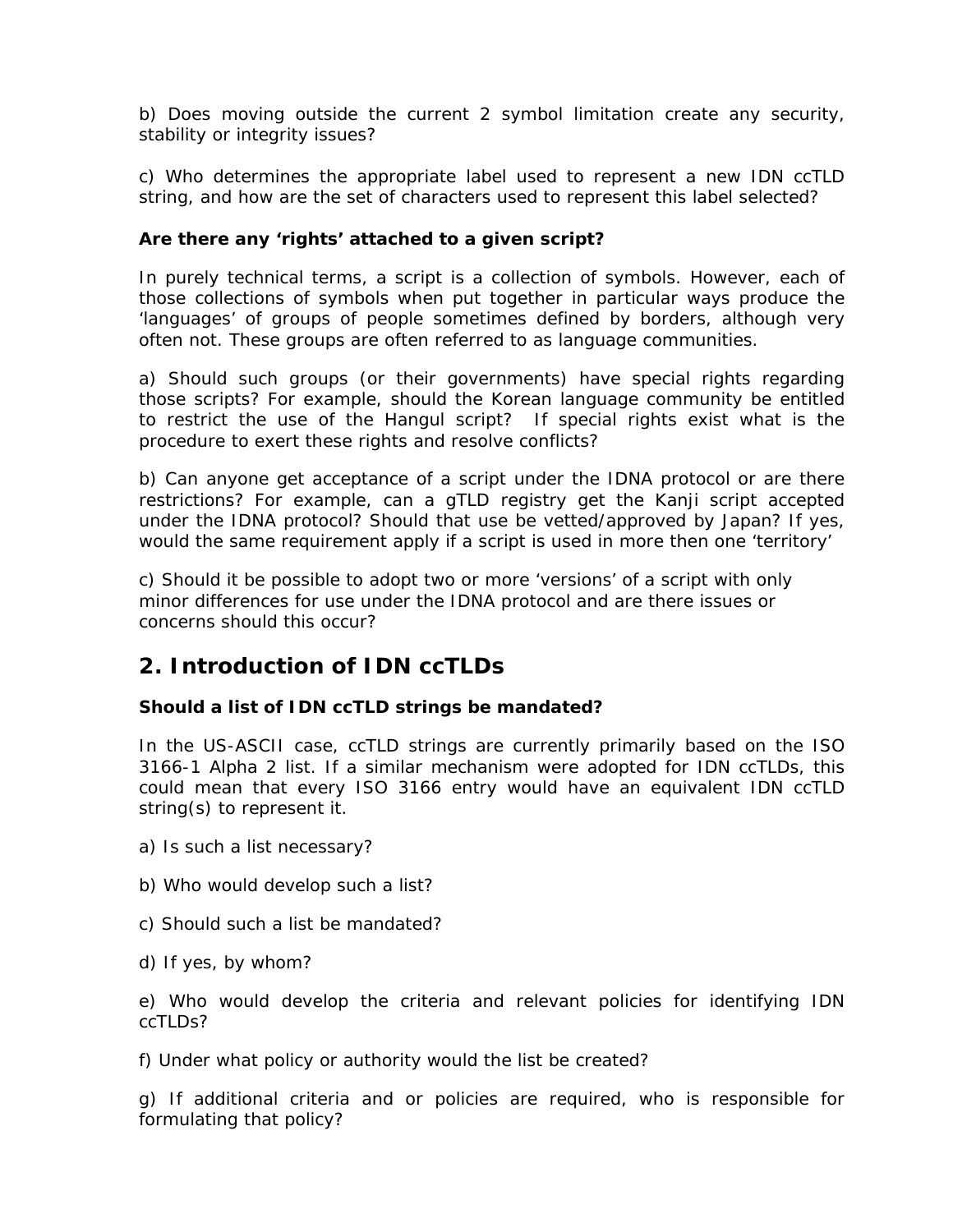b) Does moving outside the current 2 symbol limitation create any security, stability or integrity issues?

c) Who determines the appropriate label used to represent a new IDN ccTLD string, and how are the set of characters used to represent this label selected?

**Are there any 'rights' attached to a given script?**

In purely technical terms, a script is a collection of symbols. However, each of those collections of symbols when put together in particular ways produce the 'languages' of groups of people sometimes defined by borders, although very often not. These groups are often referred to as language communities.

a) Should such groups (or their governments) have special rights regarding those scripts? For example, should the Korean language community be entitled to restrict the use of the Hangul script? If special rights exist what is the procedure to exert these rights and resolve conflicts?

b) Can anyone get acceptance of a script under the IDNA protocol or are there restrictions? For example, can a gTLD registry get the Kanji script accepted under the IDNA protocol? Should that use be vetted/approved by Japan? If yes, would the same requirement apply if a script is used in more then one 'territory'

c) Should it be possible to adopt two or more 'versions' of a script with only minor differences for use under the IDNA protocol and are there issues or concerns should this occur?

## 2. Introduction of IDN ccTLDs

**Should a list of IDN ccTLD strings be mandated?**

In the US-ASCII case, ccTLD strings are currently primarily based on the ISO 3166-1 Alpha 2 list. If a similar mechanism were adopted for IDN ccTLDs, this could mean that every ISO 3166 entry would have an equivalent IDN ccTLD string(s) to represent it.

a) Is such a list necessary?

b) Who would develop such a list?

c) Should such a list be mandated?

d) If yes, by whom?

e) Who would develop the criteria and relevant policies for identifying IDN ccTLDs?

f) Under what policy or authority would the list be created?

g) If additional criteria and or policies are required, who is responsible for formulating that policy?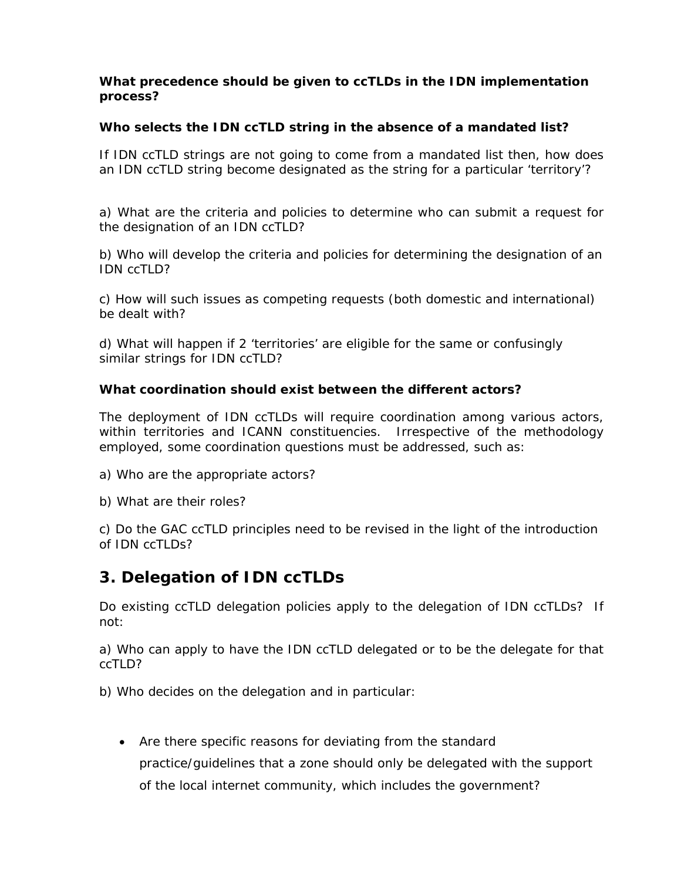**What precedence should be given to ccTLDs in the IDN implementation process?**

**Who selects the IDN ccTLD string in the absence of a mandated list?**

If IDN ccTLD strings are not going to come from a mandated list then, how does an IDN ccTLD string become designated as the string for a particular 'territory'?

a) What are the criteria and policies to determine who can submit a request for the designation of an IDN ccTLD?

b) Who will develop the criteria and policies for determining the designation of an IDN ccTLD?

c) How will such issues as competing requests (both domestic and international) be dealt with?

d) What will happen if 2 'territories' are eligible for the same or confusingly similar strings for IDN ccTLD?

**What coordination should exist between the different actors?**

The deployment of IDN ccTLDs will require coordination among various actors, within territories and ICANN constituencies. Irrespective of the methodology employed, some coordination questions must be addressed, such as:

a) Who are the appropriate actors?

b) What are their roles?

c) Do the GAC ccTLD principles need to be revised in the light of the introduction of IDN ccTLDs?

## 3. Delegation of IDN ccTLDs

Do existing ccTLD delegation policies apply to the delegation of IDN ccTLDs? If not:

a) Who can apply to have the IDN ccTLD delegated or to be the delegate for that ccTLD?

b) Who decides on the delegation and in particular:

- Are there specific reasons for deviating from the standard practice/guidelines that a zone should only be delegated with the support of the local internet community, which includes the government?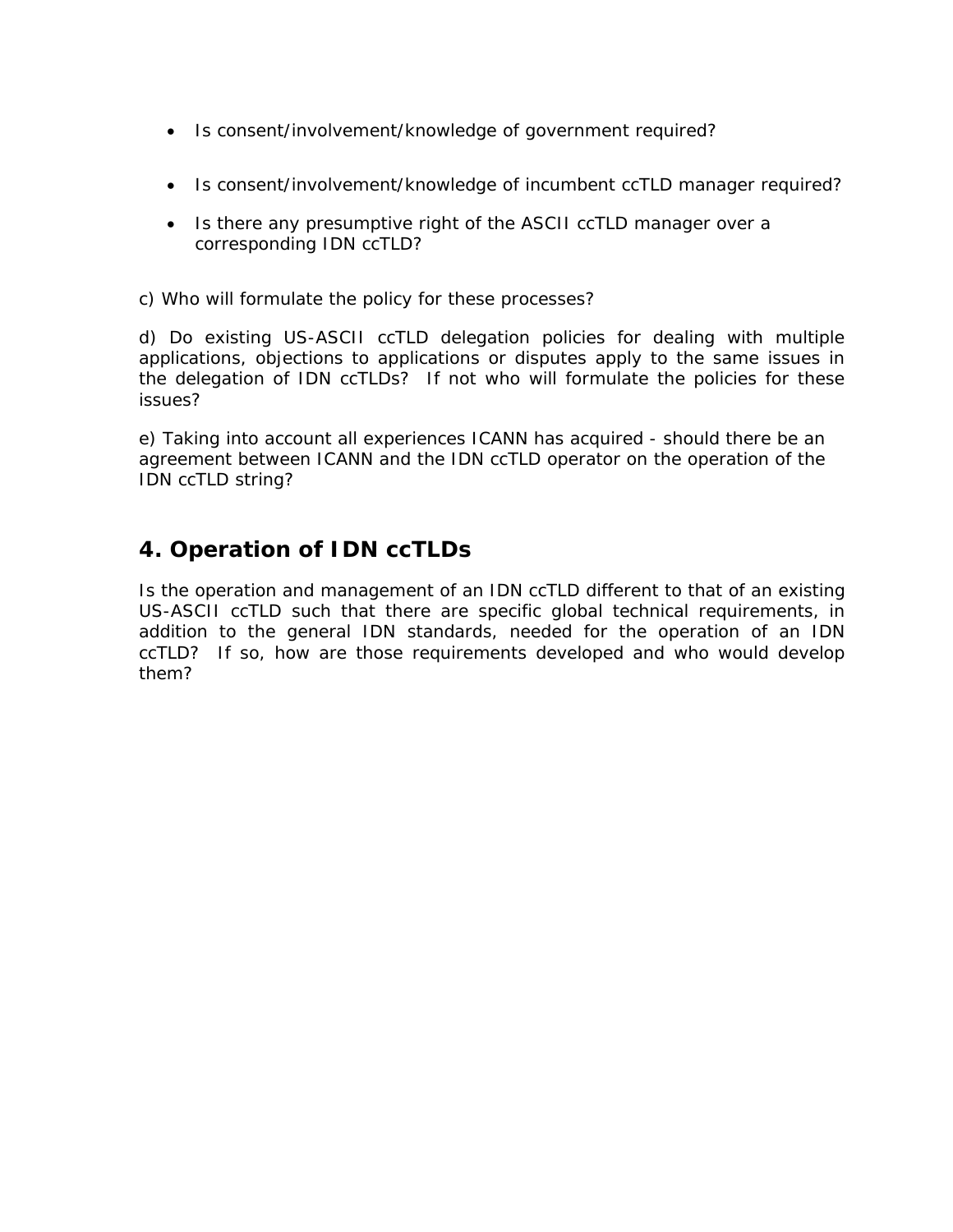- Is consent/involvement/knowledge of government required?
- Is consent/involvement/knowledge of incumbent ccTLD manager required?
- Is there any presumptive right of the ASCII ccTLD manager over a corresponding IDN ccTLD?

c) Who will formulate the policy for these processes?

d) Do existing US-ASCII ccTLD delegation policies for dealing with multiple applications, objections to applications or disputes apply to the same issues in the delegation of IDN ccTLDs? If not who will formulate the policies for these issues?

e) Taking into account all experiences ICANN has acquired - should there be an agreement between ICANN and the IDN ccTLD operator on the operation of the IDN ccTLD string?

## 4. Operation of IDN ccTLDs

Is the operation and management of an IDN ccTLD different to that of an existing US-ASCII ccTLD such that there are specific global technical requirements, in addition to the general IDN standards, needed for the operation of an IDN ccTLD? If so, how are those requirements developed and who would develop them?